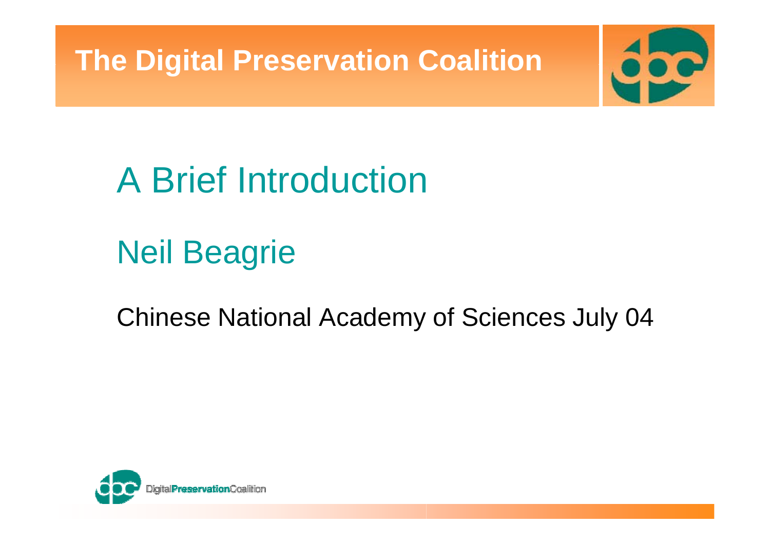# The Digital Preservation Coalition

## A Brief Introduction

## Neil Beagrie

Chinese National Academy of Sciences July 04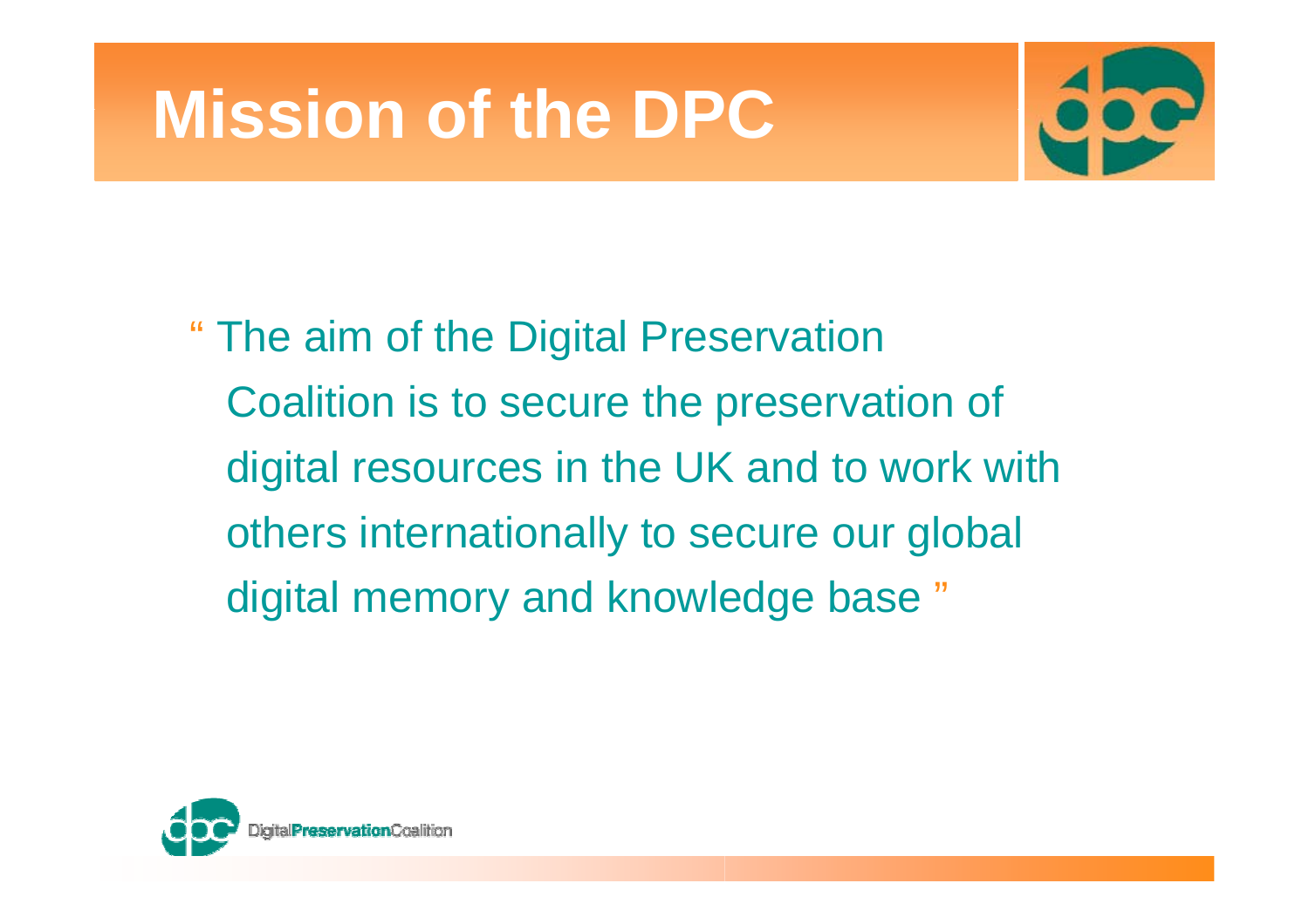# Mission of the DPC

" The aim of the Digital Preservation Coalition is to secure the preservation of digital resources in the UK and to work with others internationally to secure our global digital memory and knowledge base "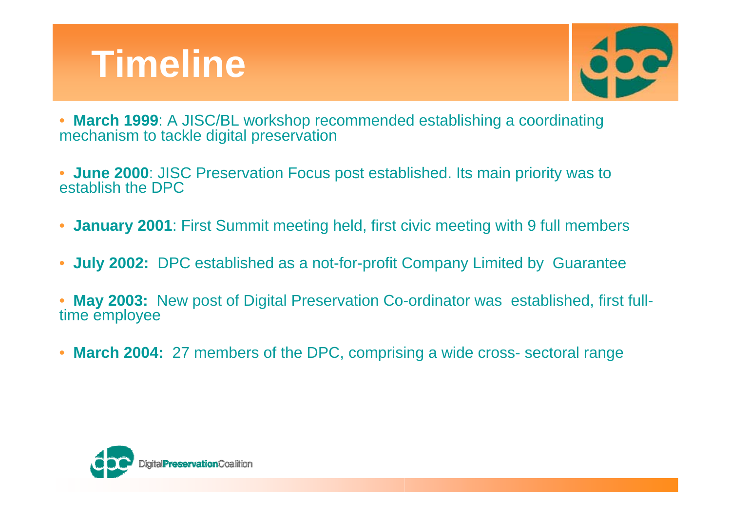# Timeline

- **March 1999**: A JISC/BL workshop recommended establishing a coordinating mechanism to tackle digital preservation
- **June 2000**: JISC Preservation Focus post established. Its main priority was to establish the DPC
- **January 2001**: First Summit meeting held, first civic meeting with 9 full members
- **July 2002:** DPC established as a not-for-profit Company Limited by Guarantee
- **May 2003:** New post of Digital Preservation Co-ordinator was established, first full-time employee
- **March 2004:** 27 members of the DPC, comprising a wide cross- sectoral range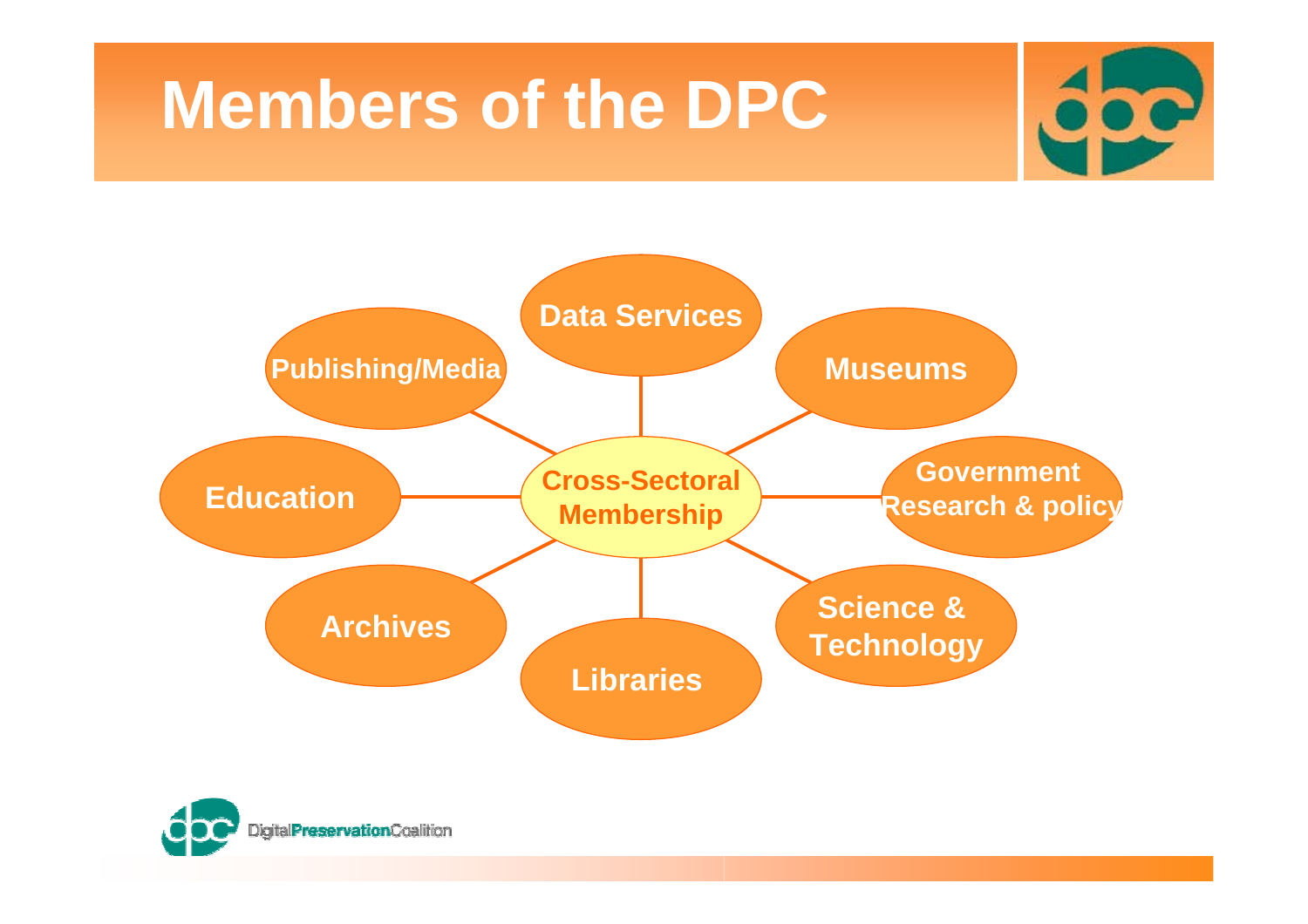# Members of the DPC

Cross-Sectoral Membership

Data Services

Museums

Government Research & policy

Science & Technology

Libraries

Archives

Education

Publishing/Media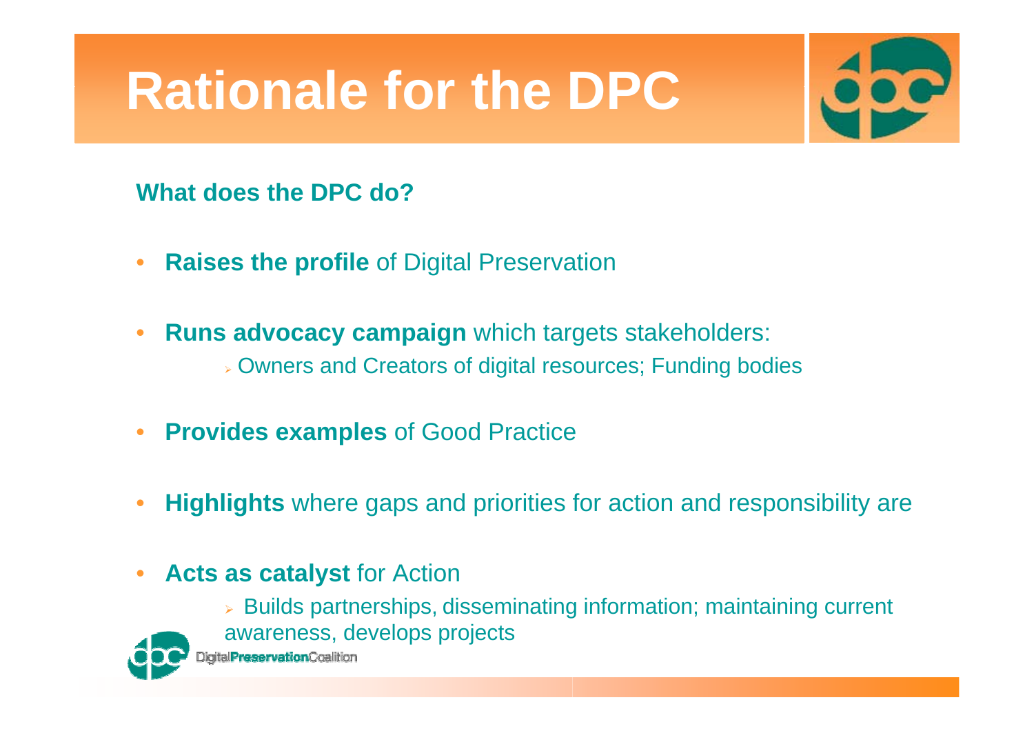# Rationale for the DPC

**What does the DPC do?**

- **Raises the profile** of Digital Preservation
- **Runs advocacy campaign** which targets stakeholders:
  - Owners and Creators of digital resources; Funding bodies
- **Provides examples** of Good Practice
- **Highlights** where gaps and priorities for action and responsibility are
- **Acts as catalyst** for Action
  - Builds partnerships, disseminating information; maintaining current awareness, develops projects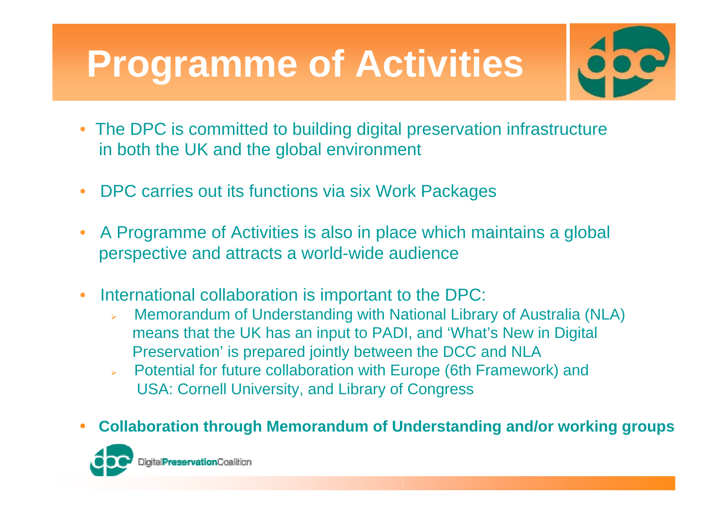# Programme of Activities

- The DPC is committed to building digital preservation infrastructure in both the UK and the global environment
- DPC carries out its functions via six Work Packages
- A Programme of Activities is also in place which maintains a global perspective and attracts a world-wide audience
- International collaboration is important to the DPC:
  - Memorandum of Understanding with National Library of Australia (NLA) means that the UK has an input to PADI, and 'What's New in Digital Preservation' is prepared jointly between the DCC and NLA
  - Potential for future collaboration with Europe (6th Framework) and USA: Cornell University, and Library of Congress
- **Collaboration through Memorandum of Understanding and/or working groups**

DigitalPreservationCoalition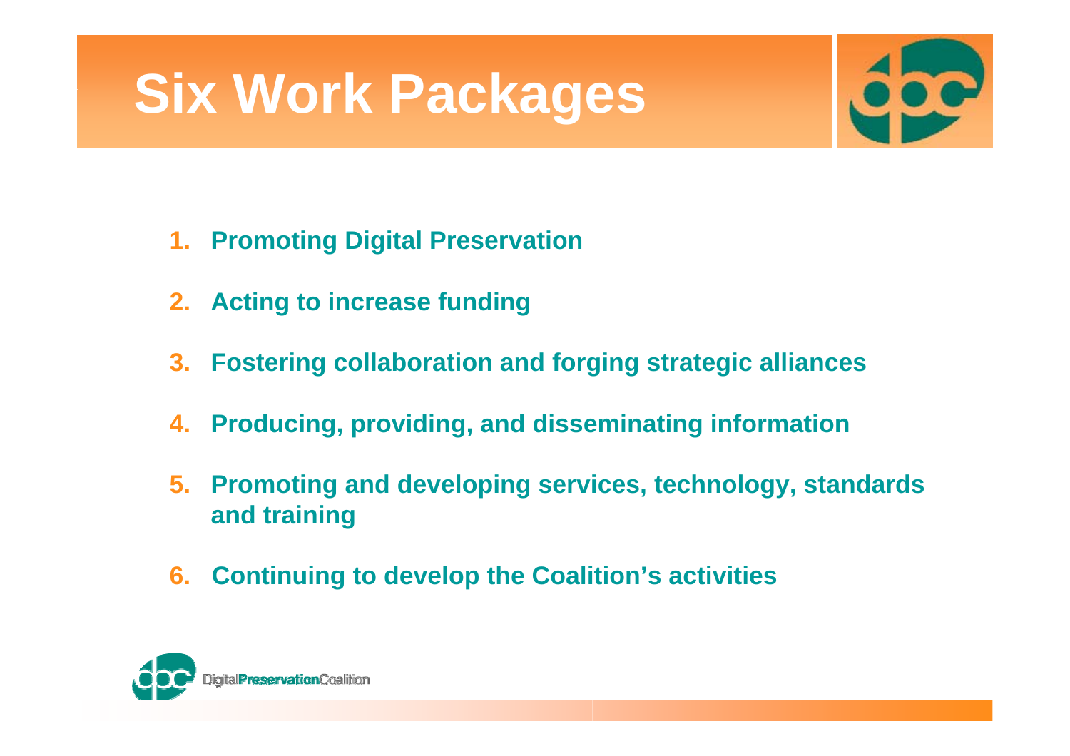# Six Work Packages

1. Promoting Digital Preservation
2. Acting to increase funding
3. Fostering collaboration and forging strategic alliances
4. Producing, providing, and disseminating information
5. Promoting and developing services, technology, standards and training
6. Continuing to develop the Coalition's activities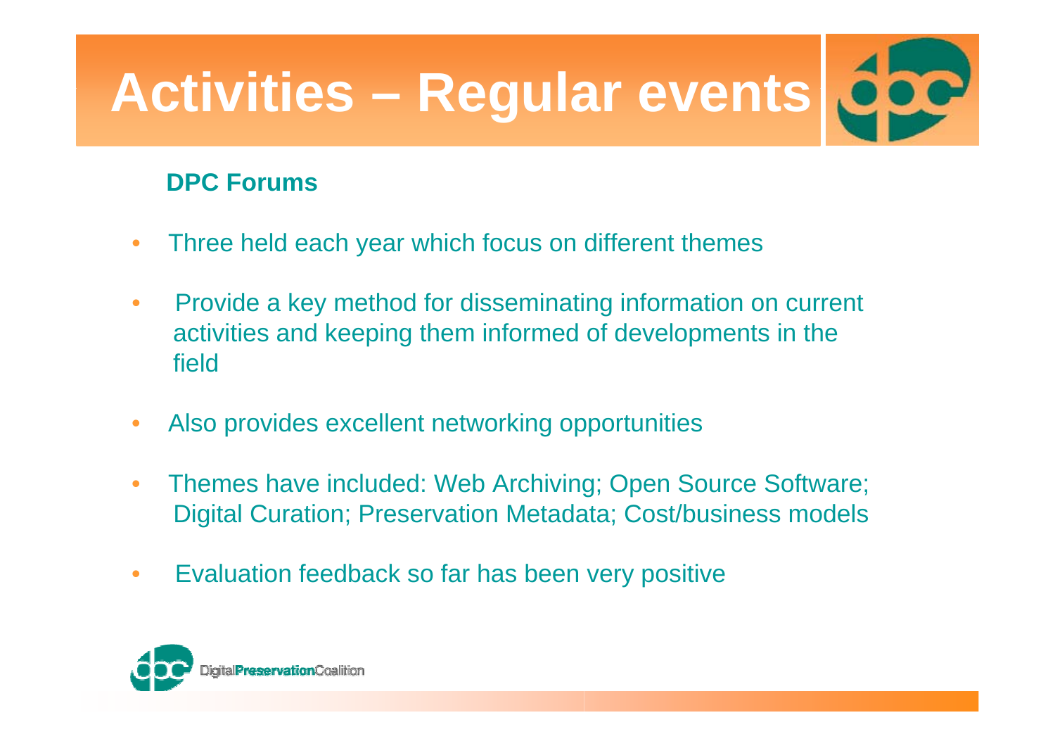# Activities – Regular events

**DPC Forums**

- Three held each year which focus on different themes
- Provide a key method for disseminating information on current activities and keeping them informed of developments in the field
- Also provides excellent networking opportunities
- Themes have included: Web Archiving; Open Source Software; Digital Curation; Preservation Metadata; Cost/business models
- Evaluation feedback so far has been very positive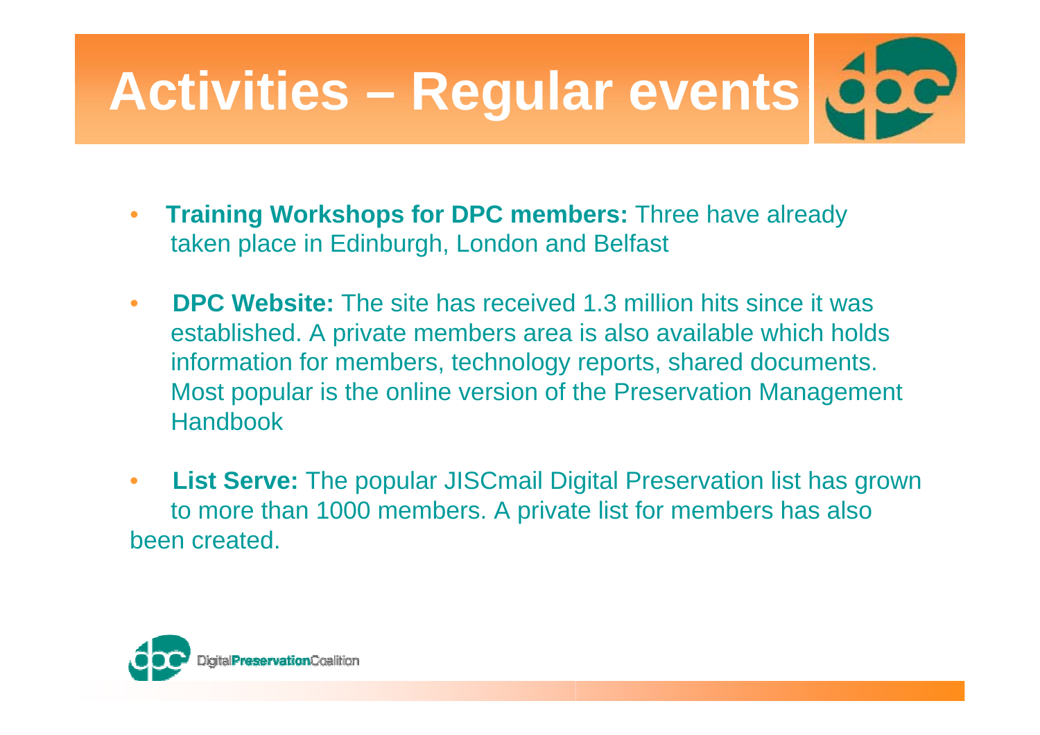# Activities – Regular events

- **Training Workshops for DPC members:** Three have already taken place in Edinburgh, London and Belfast
- **DPC Website:** The site has received 1.3 million hits since it was established. A private members area is also available which holds information for members, technology reports, shared documents. Most popular is the online version of the Preservation Management Handbook
- **List Serve:** The popular JISCmail Digital Preservation list has grown to more than 1000 members. A private list for members has also been created.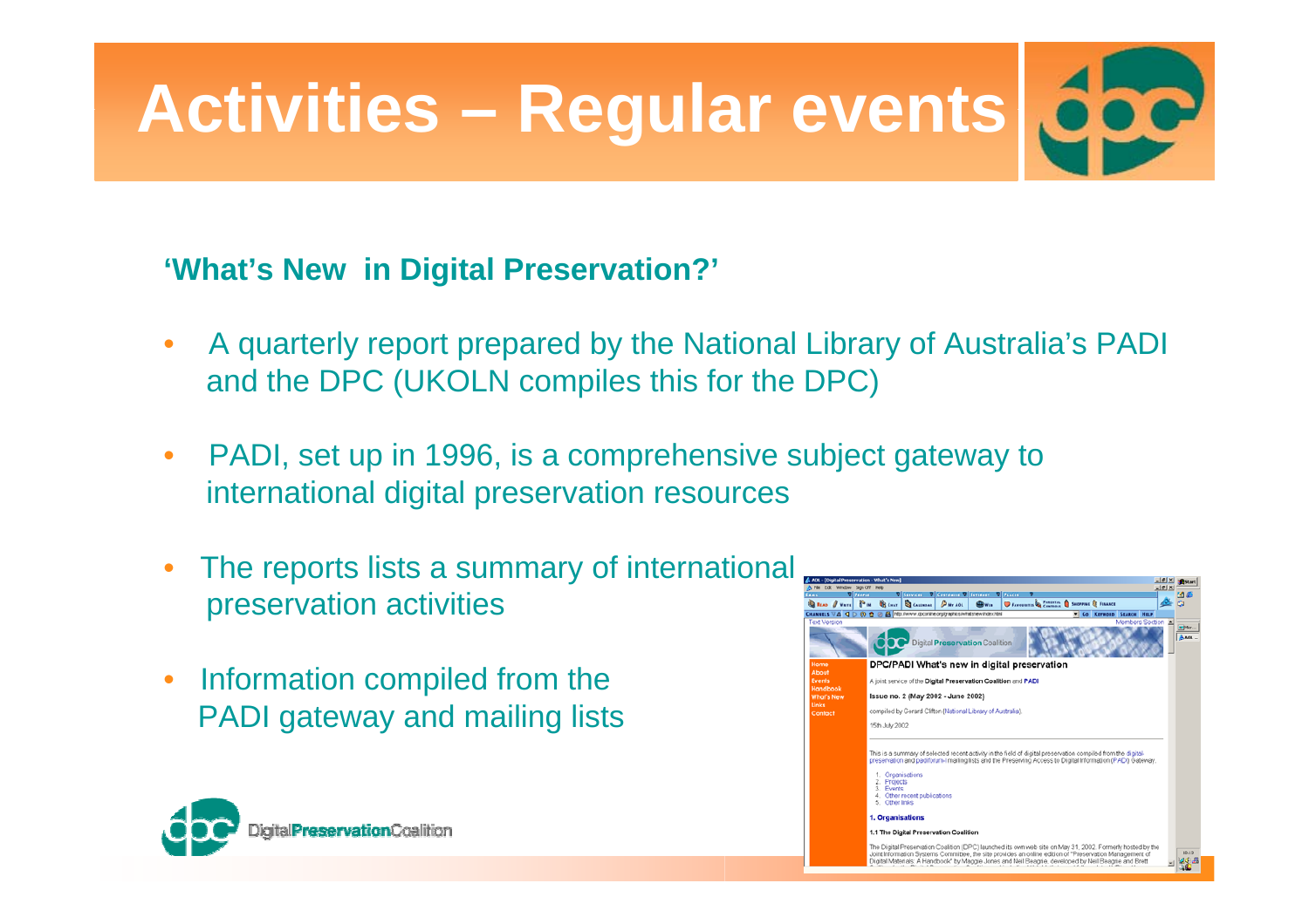# Activities – Regular events

**'What's New in Digital Preservation?'**

- A quarterly report prepared by the National Library of Australia's PADI and the DPC (UKOLN compiles this for the DPC)
- PADI, set up in 1996, is a comprehensive subject gateway to international digital preservation resources
- The reports lists a summary of international preservation activities
- Information compiled from the PADI gateway and mailing lists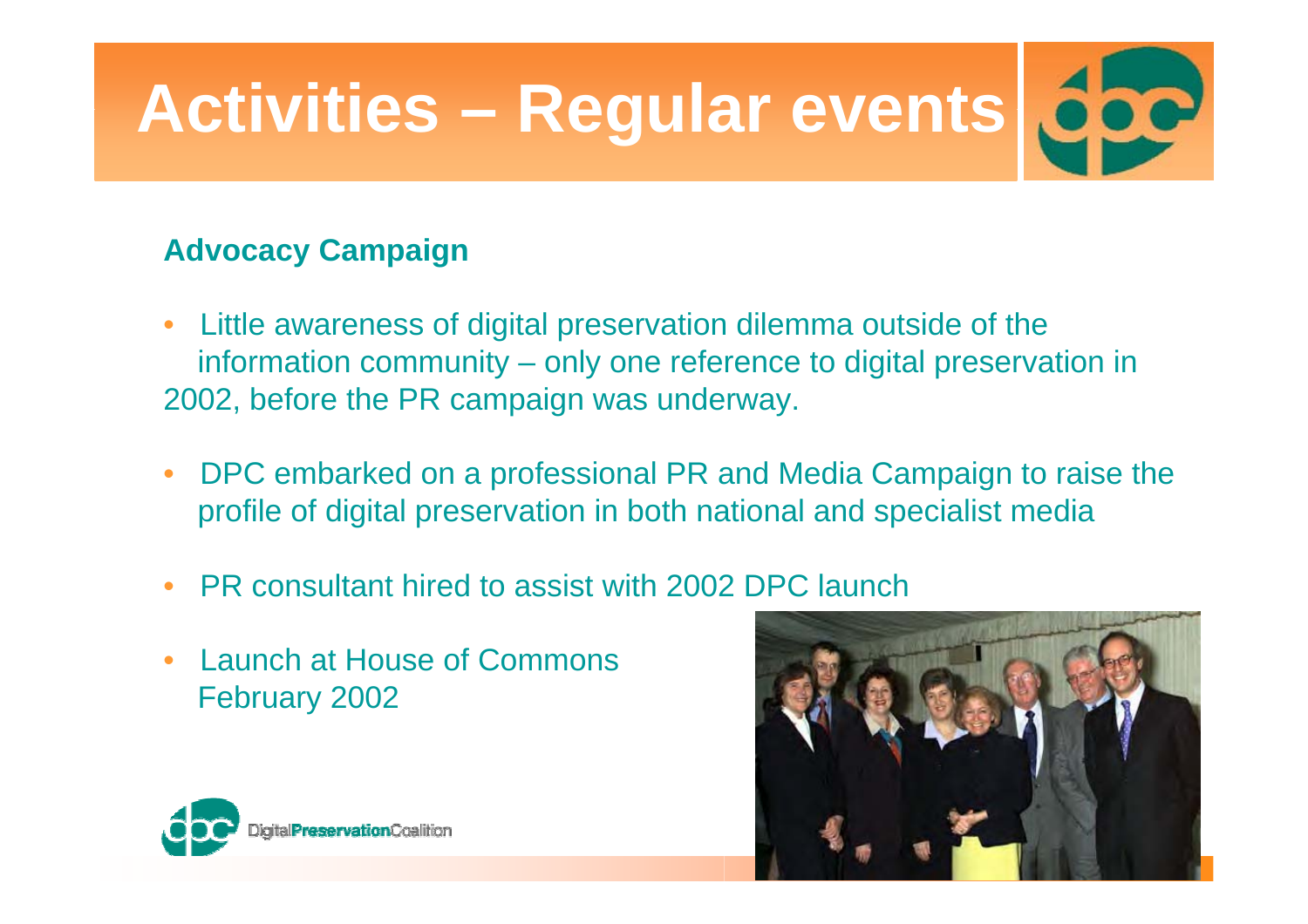# Activities – Regular events

**Advocacy Campaign**

- Little awareness of digital preservation dilemma outside of the information community – only one reference to digital preservation in 2002, before the PR campaign was underway.
- DPC embarked on a professional PR and Media Campaign to raise the profile of digital preservation in both national and specialist media
- PR consultant hired to assist with 2002 DPC launch
- Launch at House of Commons February 2002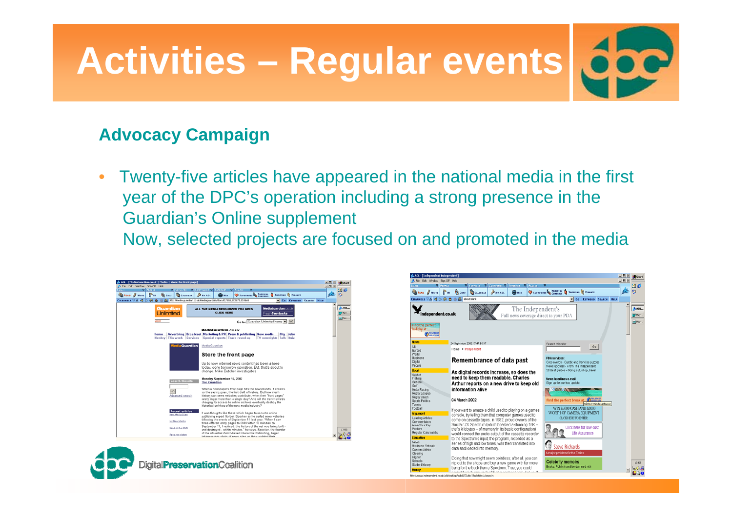# Activities – Regular events

## Advocacy Campaign

- Twenty-five articles have appeared in the national media in the first year of the DPC's operation including a strong presence in the Guardian's Online supplement
  Now, selected projects are focused on and promoted in the media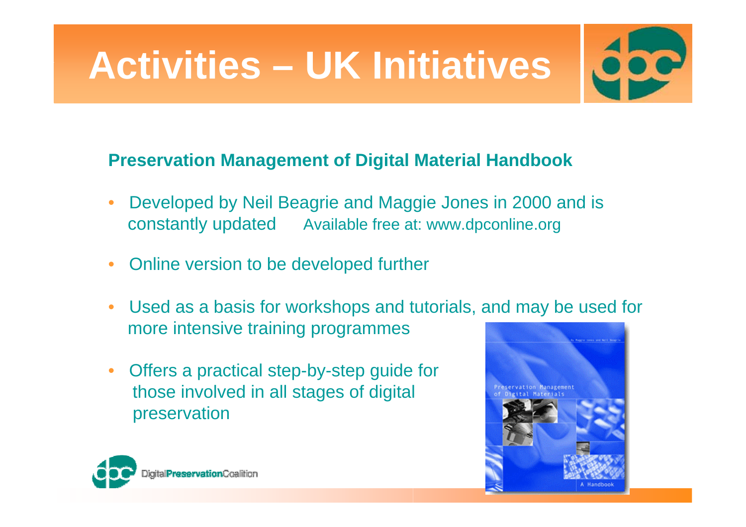# Activities – UK Initiatives

## Preservation Management of Digital Material Handbook

- Developed by Neil Beagrie and Maggie Jones in 2000 and is constantly updated   Available free at: www.dpconline.org
- Online version to be developed further
- Used as a basis for workshops and tutorials, and may be used for more intensive training programmes
- Offers a practical step-by-step guide for those involved in all stages of digital preservation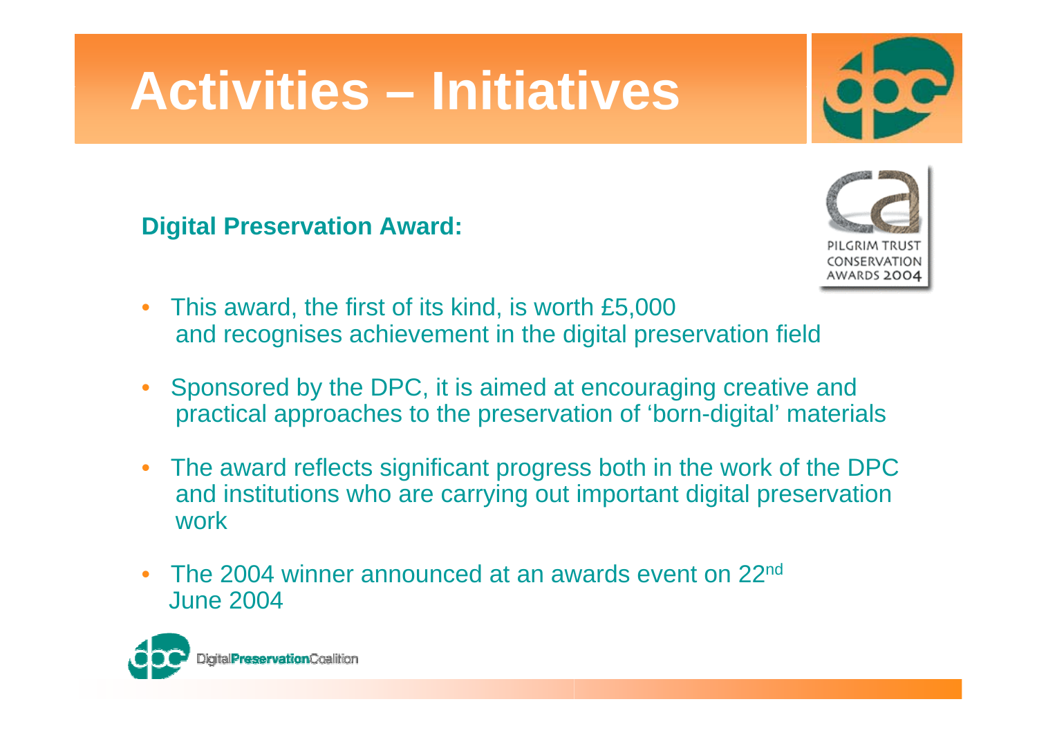# Activities – Initiatives

**Digital Preservation Award:**

PILGRIM TRUST CONSERVATION AWARDS 2004

- This award, the first of its kind, is worth £5,000 and recognises achievement in the digital preservation field
- Sponsored by the DPC, it is aimed at encouraging creative and practical approaches to the preservation of 'born-digital' materials
- The award reflects significant progress both in the work of the DPC and institutions who are carrying out important digital preservation work
- The 2004 winner announced at an awards event on 22nd June 2004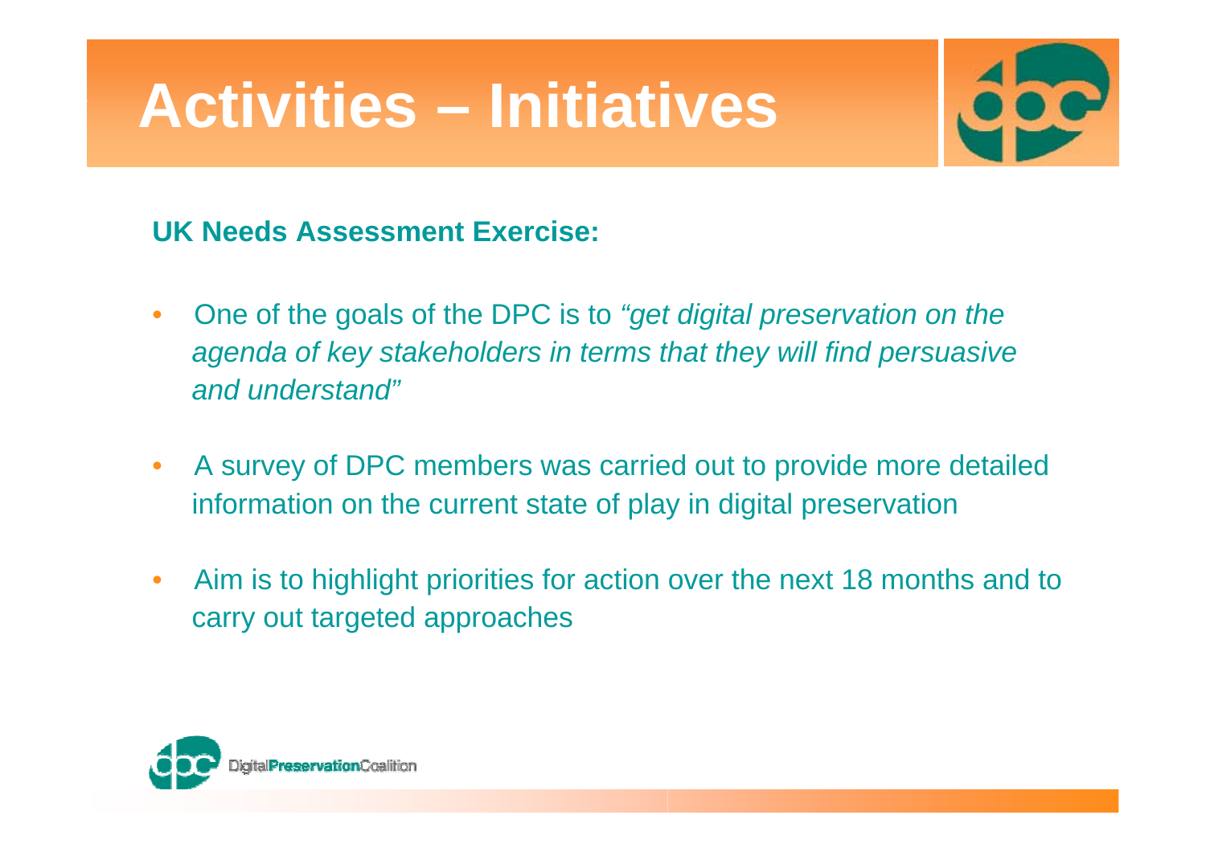# Activities – Initiatives

**UK Needs Assessment Exercise:**

- One of the goals of the DPC is to *"get digital preservation on the agenda of key stakeholders in terms that they will find persuasive and understand"*
- A survey of DPC members was carried out to provide more detailed information on the current state of play in digital preservation
- Aim is to highlight priorities for action over the next 18 months and to carry out targeted approaches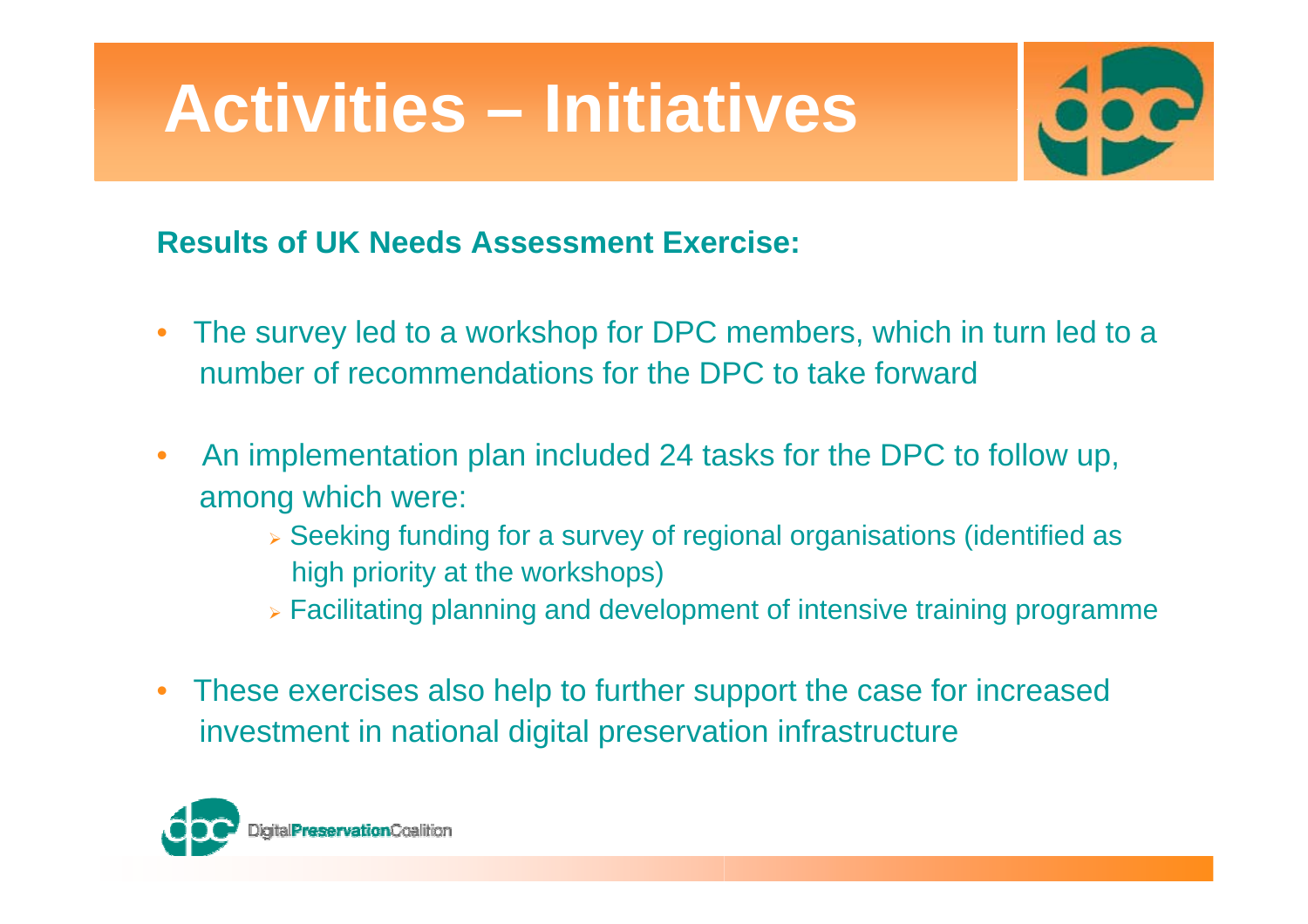# Activities – Initiatives

**Results of UK Needs Assessment Exercise:**

- The survey led to a workshop for DPC members, which in turn led to a number of recommendations for the DPC to take forward
- An implementation plan included 24 tasks for the DPC to follow up, among which were:
  - Seeking funding for a survey of regional organisations (identified as high priority at the workshops)
  - Facilitating planning and development of intensive training programme
- These exercises also help to further support the case for increased investment in national digital preservation infrastructure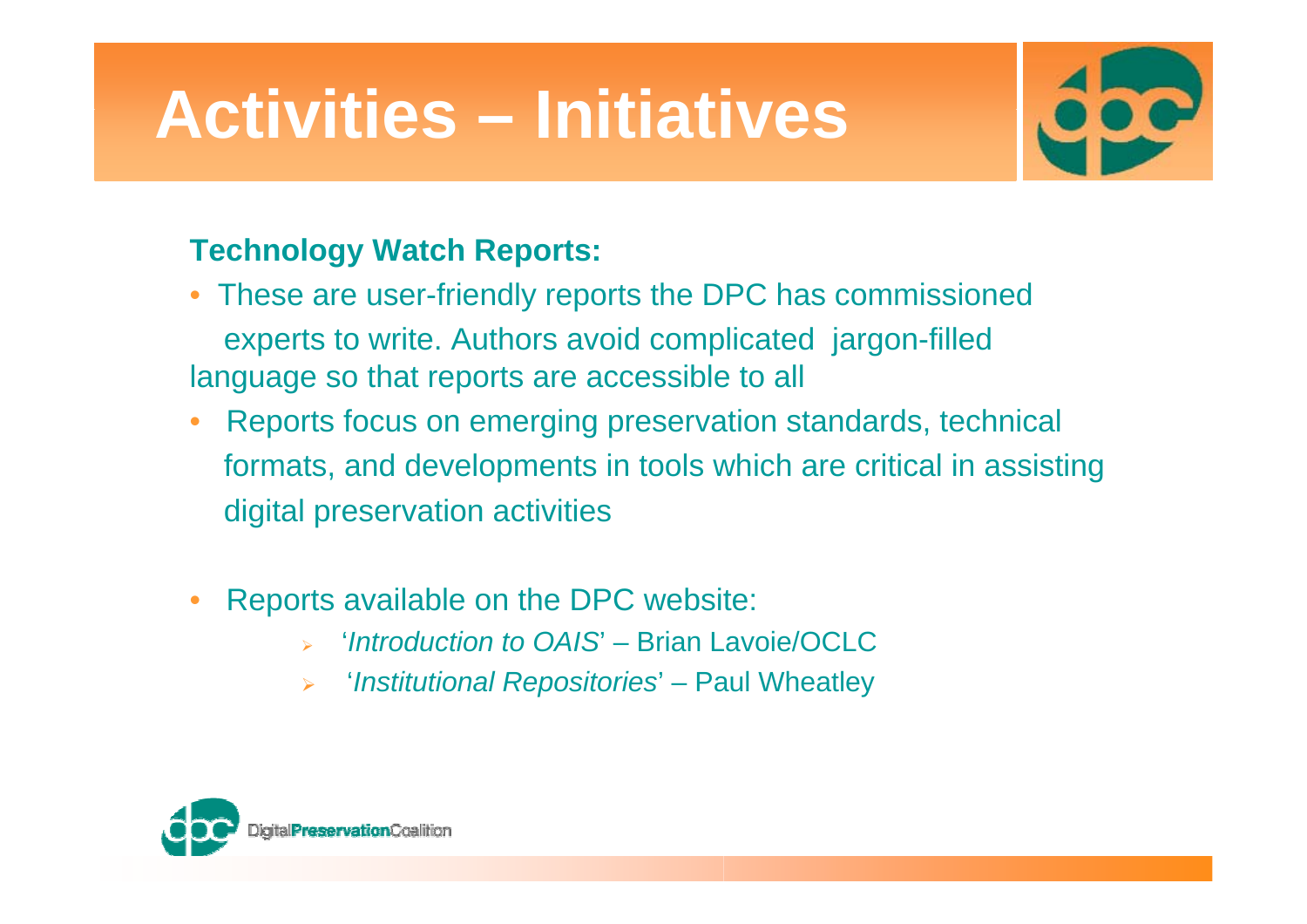# Activities – Initiatives

**Technology Watch Reports:**

- These are user-friendly reports the DPC has commissioned experts to write. Authors avoid complicated jargon-filled language so that reports are accessible to all
- Reports focus on emerging preservation standards, technical formats, and developments in tools which are critical in assisting digital preservation activities
- Reports available on the DPC website:
  - '*Introduction to OAIS*' – Brian Lavoie/OCLC
  - '*Institutional Repositories*' – Paul Wheatley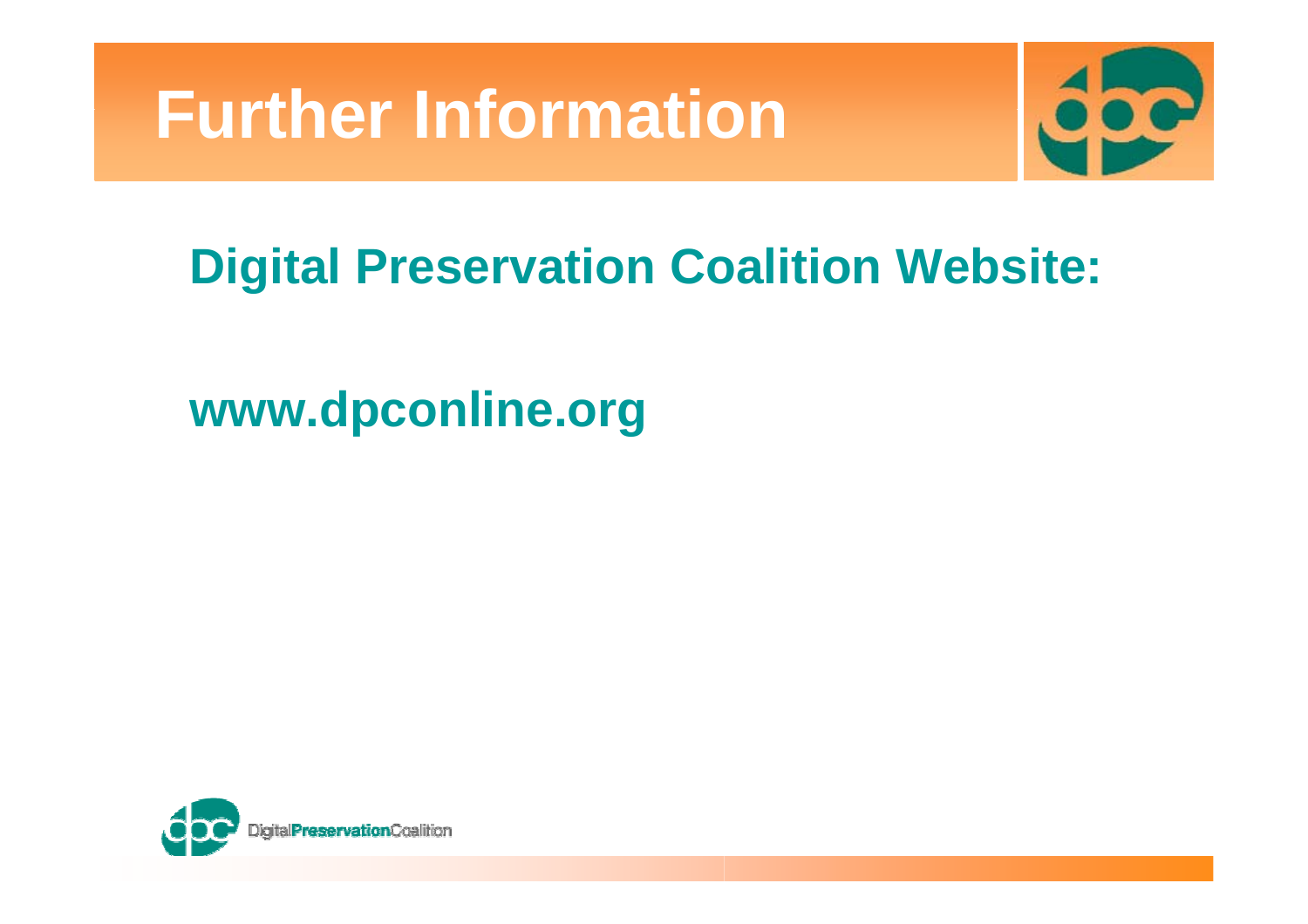# Further Information

**Digital Preservation Coalition Website:**

**www.dpconline.org**